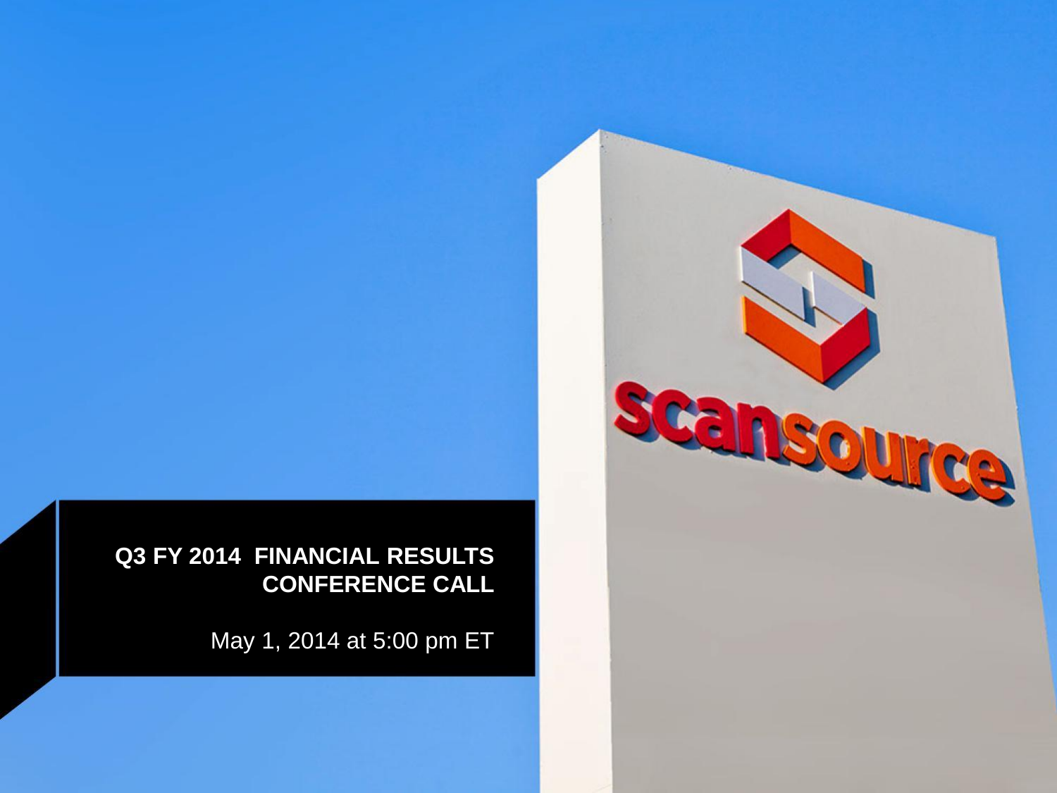# Q3 FY 2014 FINANCIAL RESULTS CONFERENCE CALL

May 1, 2014 at 5:00 pm ET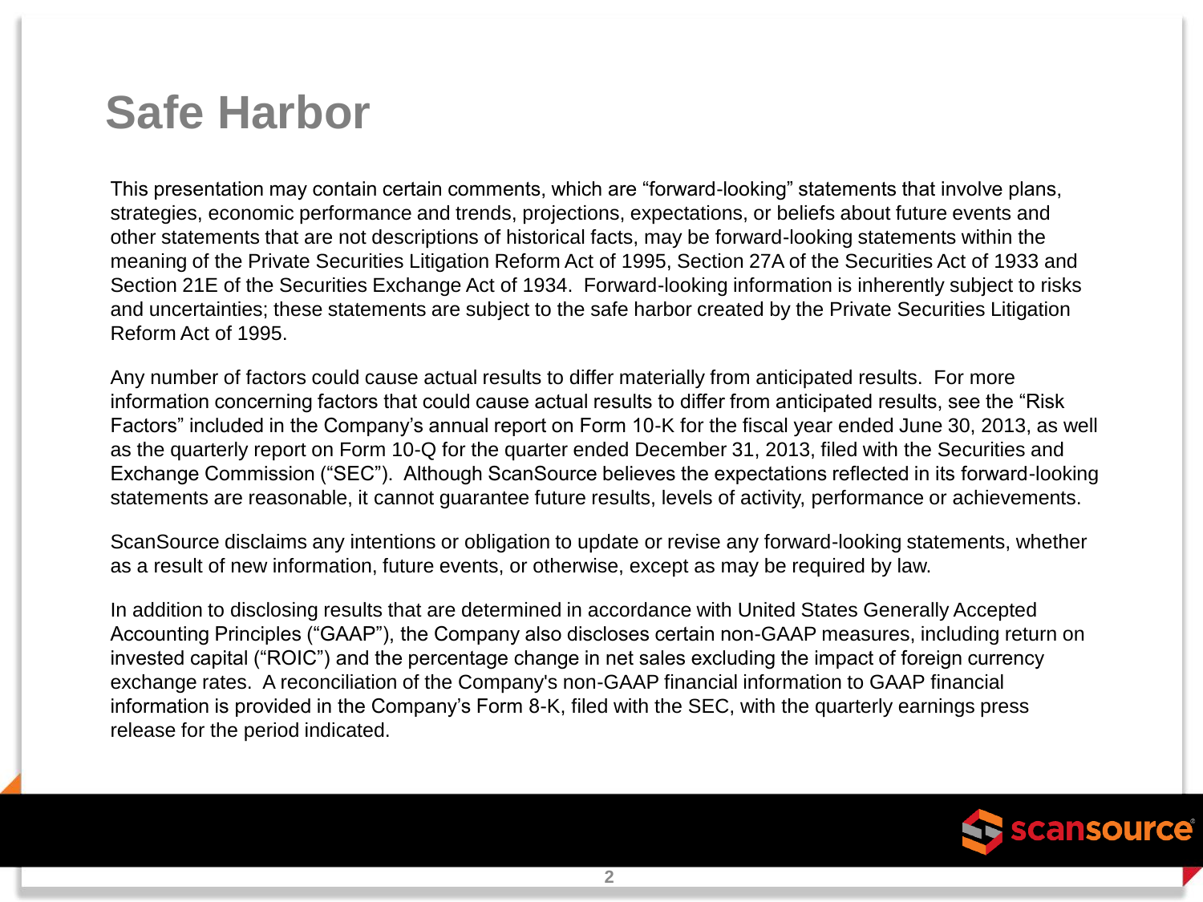# Safe Harbor

This presentation may contain certain comments, which are “forward-looking” statements that involve plans, strategies, economic performance and trends, projections, expectations, or beliefs about future events and other statements that are not descriptions of historical facts, may be forward-looking statements within the meaning of the Private Securities Litigation Reform Act of 1995, Section 27A of the Securities Act of 1933 and Section 21E of the Securities Exchange Act of 1934. Forward-looking information is inherently subject to risks and uncertainties; these statements are subject to the safe harbor created by the Private Securities Litigation Reform Act of 1995.

Any number of factors could cause actual results to differ materially from anticipated results. For more information concerning factors that could cause actual results to differ from anticipated results, see the “Risk Factors” included in the Company’s annual report on Form 10-K for the fiscal year ended June 30, 2013, as well as the quarterly report on Form 10-Q for the quarter ended December 31, 2013, filed with the Securities and Exchange Commission (“SEC”). Although ScanSource believes the expectations reflected in its forward-looking statements are reasonable, it cannot guarantee future results, levels of activity, performance or achievements.

ScanSource disclaims any intentions or obligation to update or revise any forward-looking statements, whether as a result of new information, future events, or otherwise, except as may be required by law.

In addition to disclosing results that are determined in accordance with United States Generally Accepted Accounting Principles (“GAAP”), the Company also discloses certain non-GAAP measures, including return on invested capital (“ROIC”) and the percentage change in net sales excluding the impact of foreign currency exchange rates. A reconciliation of the Company's non-GAAP financial information to GAAP financial information is provided in the Company’s Form 8-K, filed with the SEC, with the quarterly earnings press release for the period indicated.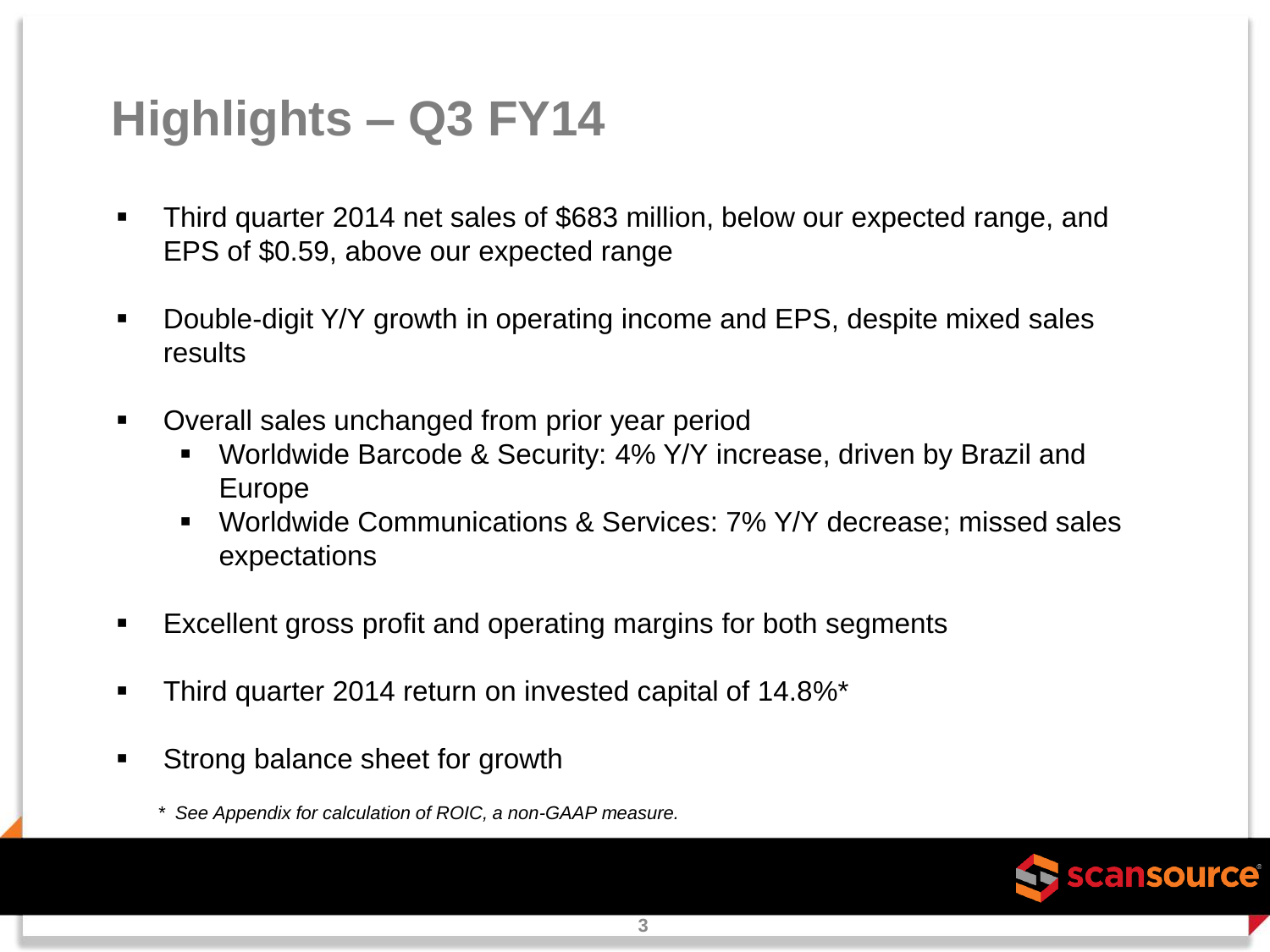# Highlights – Q3 FY14

- Third quarter 2014 net sales of $683 million, below our expected range, and EPS of $0.59, above our expected range
- Double-digit Y/Y growth in operating income and EPS, despite mixed sales results
- Overall sales unchanged from prior year period
  - Worldwide Barcode & Security: 4% Y/Y increase, driven by Brazil and Europe
  - Worldwide Communications & Services: 7% Y/Y decrease; missed sales expectations
- Excellent gross profit and operating margins for both segments
- Third quarter 2014 return on invested capital of 14.8%*
- Strong balance sheet for growth

*\* See Appendix for calculation of ROIC, a non-GAAP measure.*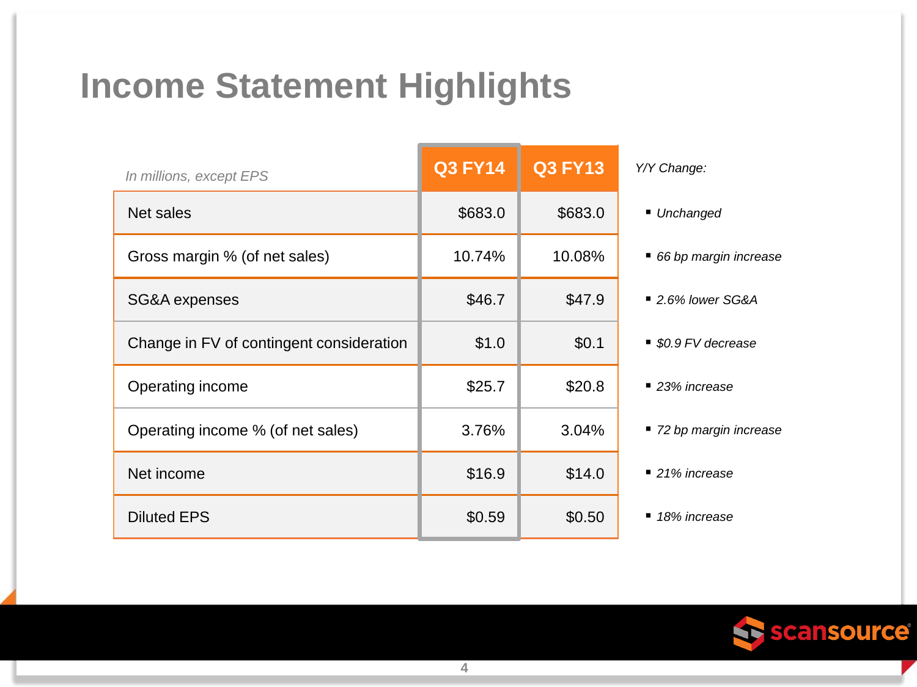# Income Statement Highlights

| *In millions, except EPS* | Q3 FY14 | Q3 FY13 | *Y/Y Change:* |
|---|---|---|---|
| Net sales | $683.0 | $683.0 | *Unchanged* |
| Gross margin % (of net sales) | 10.74% | 10.08% | *66 bp margin increase* |
| SG&A expenses | $46.7 | $47.9 | *2.6% lower SG&A* |
| Change in FV of contingent consideration | $1.0 | $0.1 | *$0.9 FV decrease* |
| Operating income | $25.7 | $20.8 | *23% increase* |
| Operating income % (of net sales) | 3.76% | 3.04% | *72 bp margin increase* |
| Net income | $16.9 | $14.0 | *21% increase* |
| Diluted EPS | $0.59 | $0.50 | *18% increase* |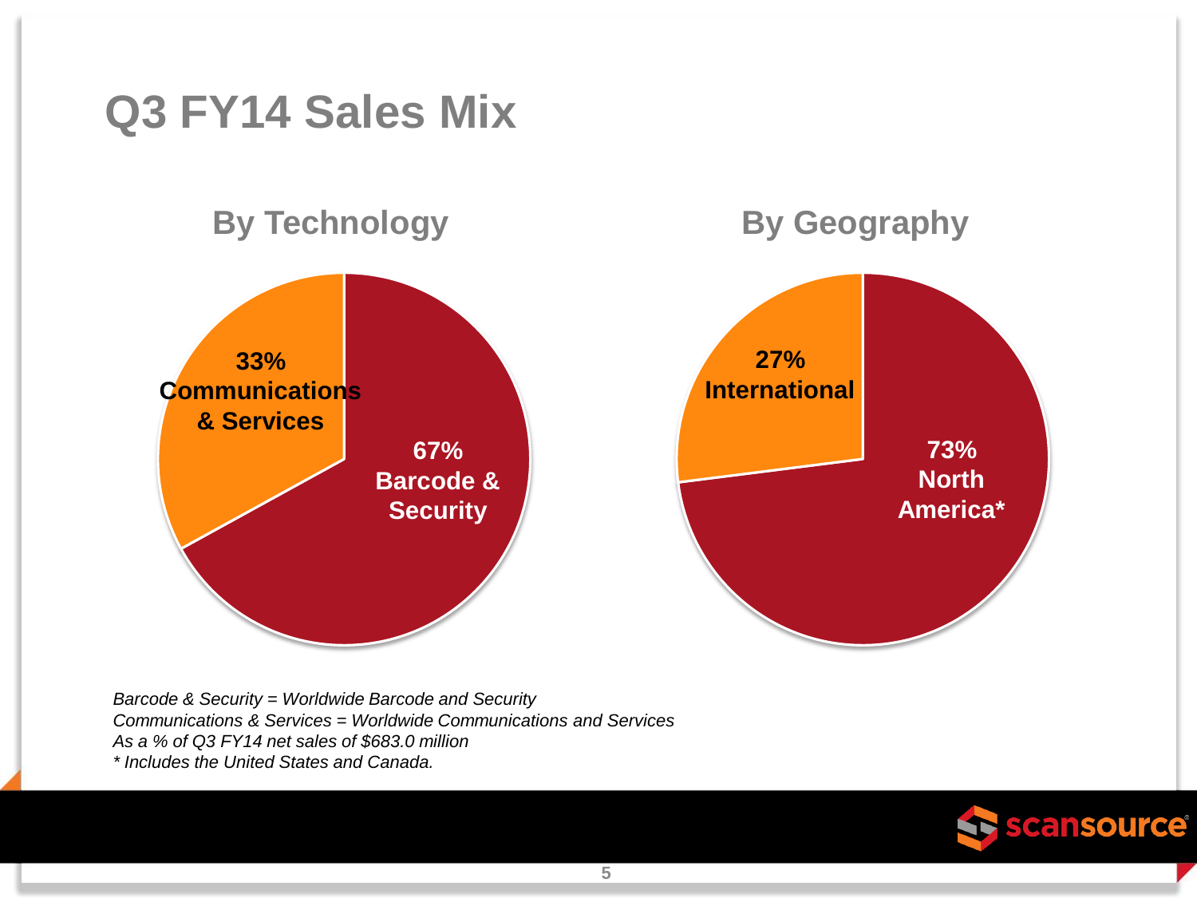# Q3 FY14 Sales Mix

## By Technology

- 33% Communications & Services
- 67% Barcode & Security

## By Geography

- 27% International
- 73% North America*

*Barcode & Security = Worldwide Barcode and Security*
*Communications & Services = Worldwide Communications and Services*
*As a % of Q3 FY14 net sales of $683.0 million*
** Includes the United States and Canada.*

scansource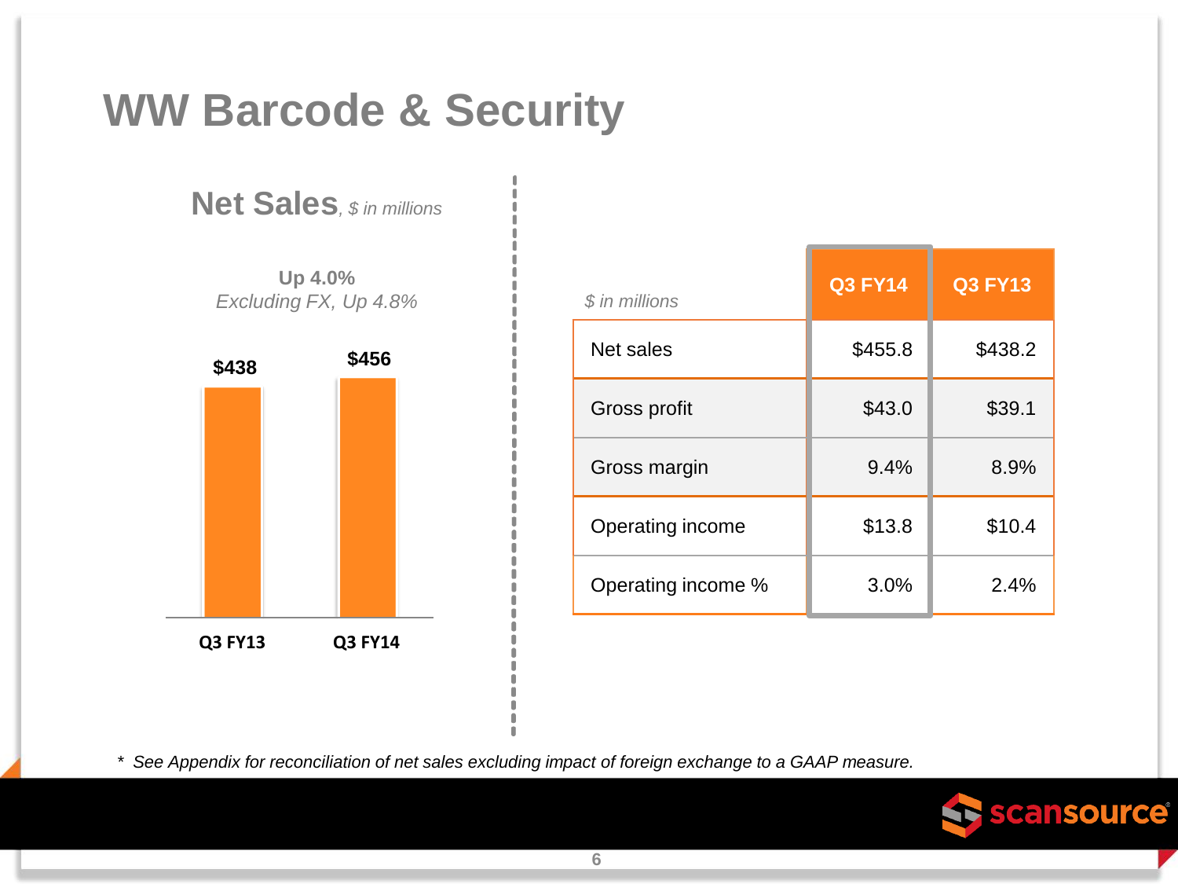# WW Barcode & Security

## Net Sales, *$ in millions*

**Up 4.0%**
*Excluding FX, Up 4.8%*

| | Q3 FY13 | Q3 FY14 |
|---|---|---|
| Net Sales | $438 | $456 |

| *$ in millions* | Q3 FY14 | Q3 FY13 |
|---|---|---|
| Net sales | $455.8 | $438.2 |
| Gross profit | $43.0 | $39.1 |
| Gross margin | 9.4% | 8.9% |
| Operating income | $13.8 | $10.4 |
| Operating income % | 3.0% | 2.4% |

* *See Appendix for reconciliation of net sales excluding impact of foreign exchange to a GAAP measure.*

scansource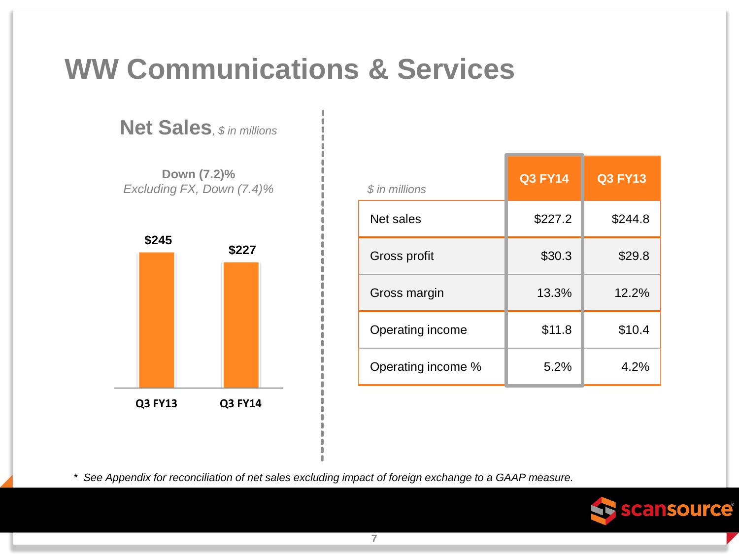# WW Communications & Services

## Net Sales, *$ in millions*

**Down (7.2)%**
*Excluding FX, Down (7.4)%*

| | Q3 FY13 | Q3 FY14 |
|---|---|---|
| Net Sales | $245 | $227 |

| *$ in millions* | Q3 FY14 | Q3 FY13 |
|---|---|---|
| Net sales | $227.2 | $244.8 |
| Gross profit | $30.3 | $29.8 |
| Gross margin | 13.3% | 12.2% |
| Operating income | $11.8 | $10.4 |
| Operating income % | 5.2% | 4.2% |

* *See Appendix for reconciliation of net sales excluding impact of foreign exchange to a GAAP measure.*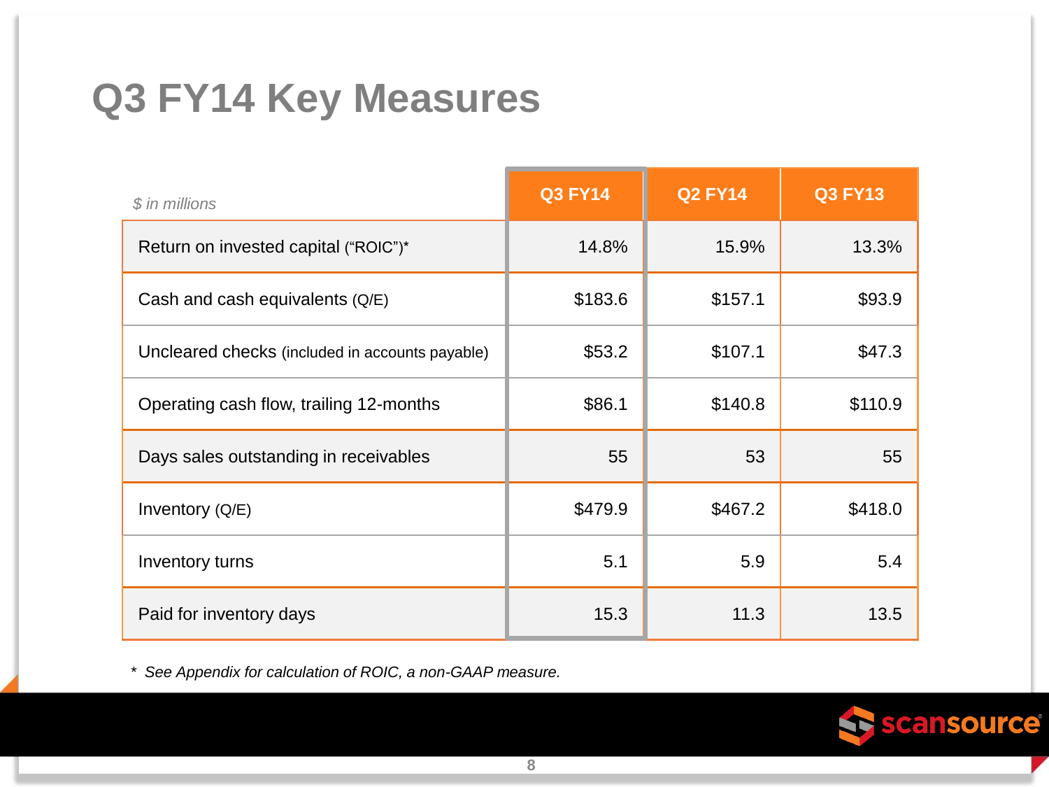# Q3 FY14 Key Measures

| *$ in millions* | Q3 FY14 | Q2 FY14 | Q3 FY13 |
|---|---|---|---|
| Return on invested capital ("ROIC")* | 14.8% | 15.9% | 13.3% |
| Cash and cash equivalents (Q/E) | $183.6 | $157.1 | $93.9 |
| Uncleared checks (included in accounts payable) | $53.2 | $107.1 | $47.3 |
| Operating cash flow, trailing 12-months | $86.1 | $140.8 | $110.9 |
| Days sales outstanding in receivables | 55 | 53 | 55 |
| Inventory (Q/E) | $479.9 | $467.2 | $418.0 |
| Inventory turns | 5.1 | 5.9 | 5.4 |
| Paid for inventory days | 15.3 | 11.3 | 13.5 |

* *See Appendix for calculation of ROIC, a non-GAAP measure.*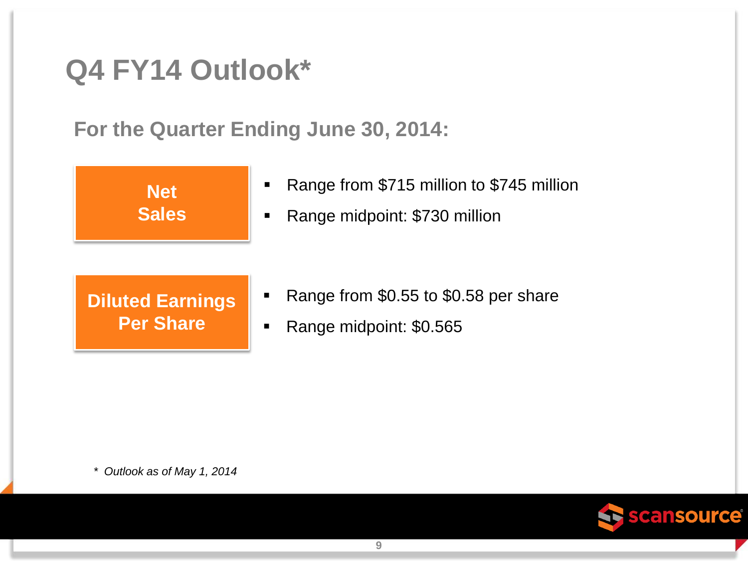# Q4 FY14 Outlook*

## For the Quarter Ending June 30, 2014:

**Net Sales**

- Range from $715 million to $745 million
- Range midpoint: $730 million

**Diluted Earnings Per Share**

- Range from $0.55 to $0.58 per share
- Range midpoint: $0.565

*\* Outlook as of May 1, 2014*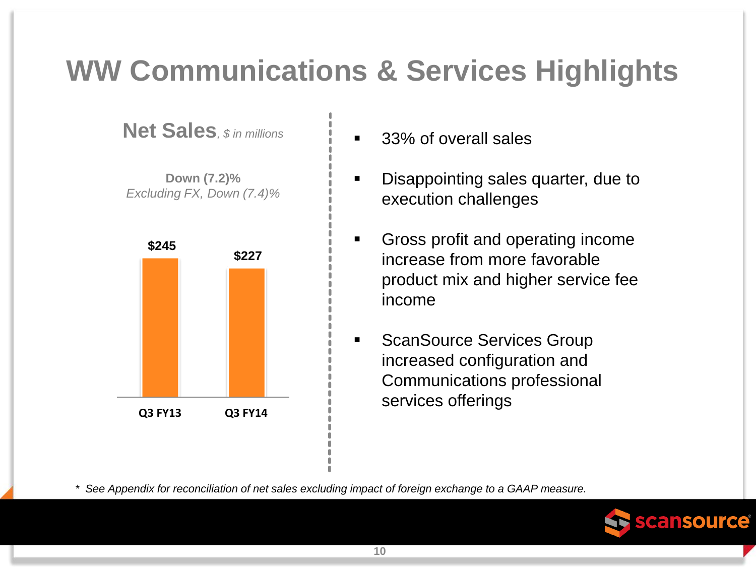# WW Communications & Services Highlights

## Net Sales, *$ in millions*

**Down (7.2)%**
*Excluding FX, Down (7.4)%*

| | Q3 FY13 | Q3 FY14 |
|---|---|---|
| Net Sales | $245 | $227 |

- 33% of overall sales
- Disappointing sales quarter, due to execution challenges
- Gross profit and operating income increase from more favorable product mix and higher service fee income
- ScanSource Services Group increased configuration and Communications professional services offerings

*\* See Appendix for reconciliation of net sales excluding impact of foreign exchange to a GAAP measure.*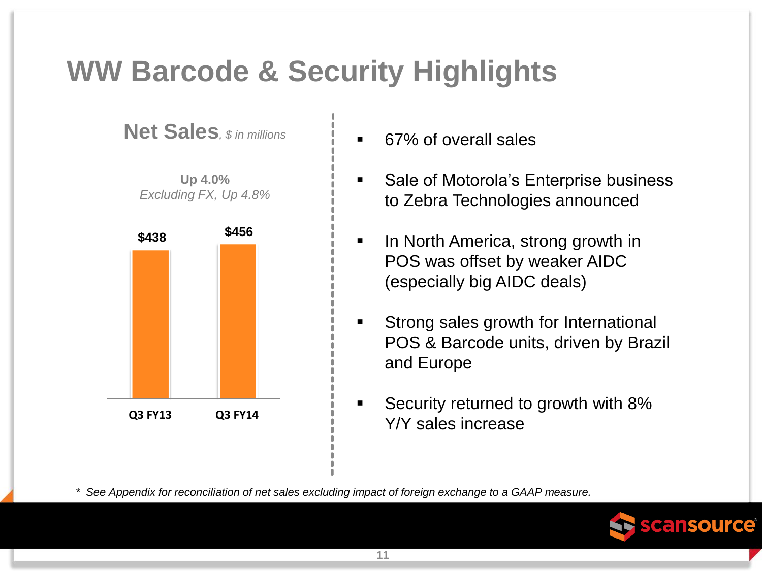# WW Barcode & Security Highlights

**Net Sales**, *$ in millions*

**Up 4.0%**
*Excluding FX, Up 4.8%*

| | Q3 FY13 | Q3 FY14 |
|---|---|---|
| Net Sales | $438 | $456 |

- 67% of overall sales
- Sale of Motorola's Enterprise business to Zebra Technologies announced
- In North America, strong growth in POS was offset by weaker AIDC (especially big AIDC deals)
- Strong sales growth for International POS & Barcode units, driven by Brazil and Europe
- Security returned to growth with 8% Y/Y sales increase

\* *See Appendix for reconciliation of net sales excluding impact of foreign exchange to a GAAP measure.*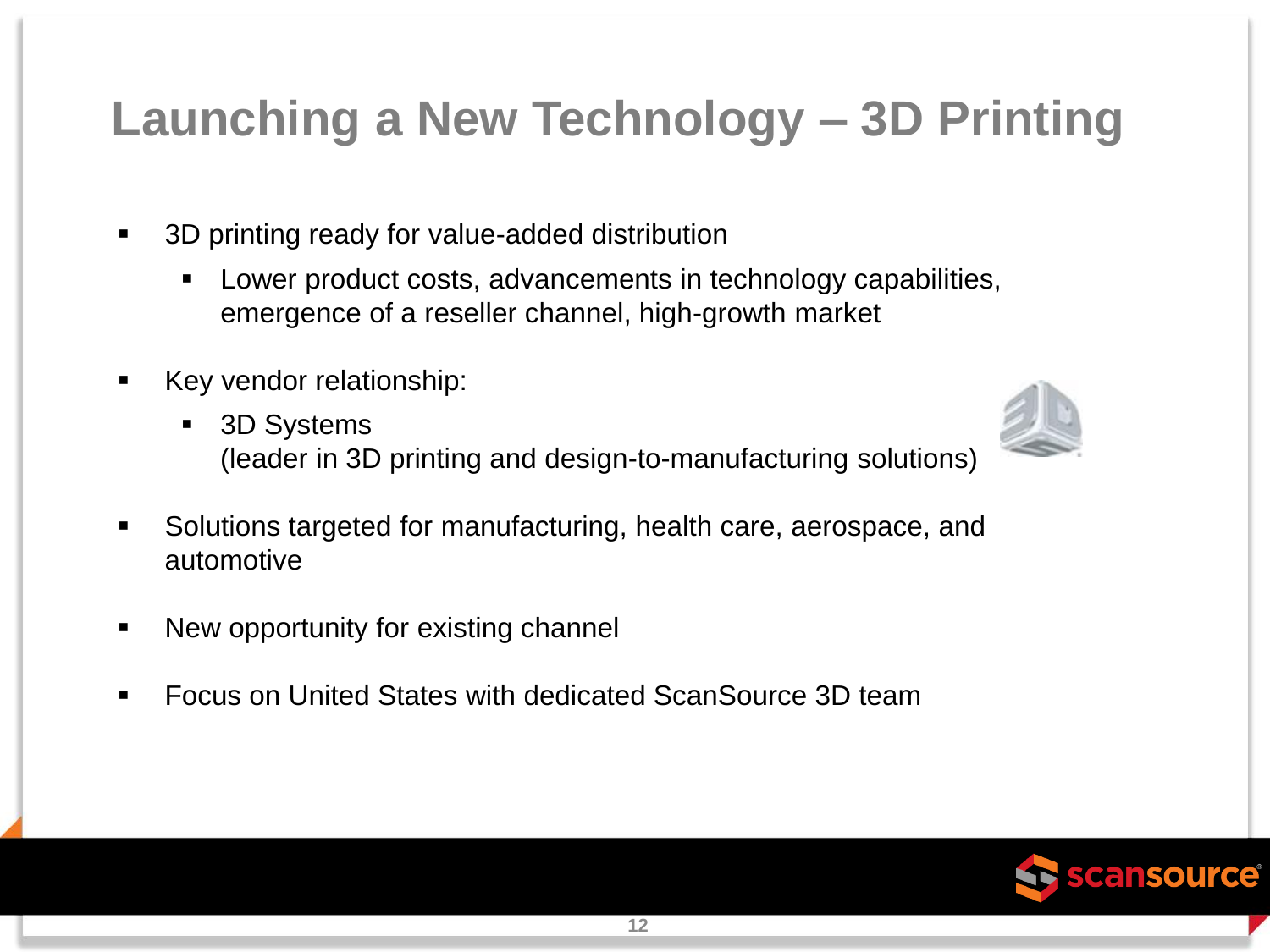# Launching a New Technology – 3D Printing

- 3D printing ready for value-added distribution
  - Lower product costs, advancements in technology capabilities, emergence of a reseller channel, high-growth market
- Key vendor relationship:
  - 3D Systems
    (leader in 3D printing and design-to-manufacturing solutions)
- Solutions targeted for manufacturing, health care, aerospace, and automotive
- New opportunity for existing channel
- Focus on United States with dedicated ScanSource 3D team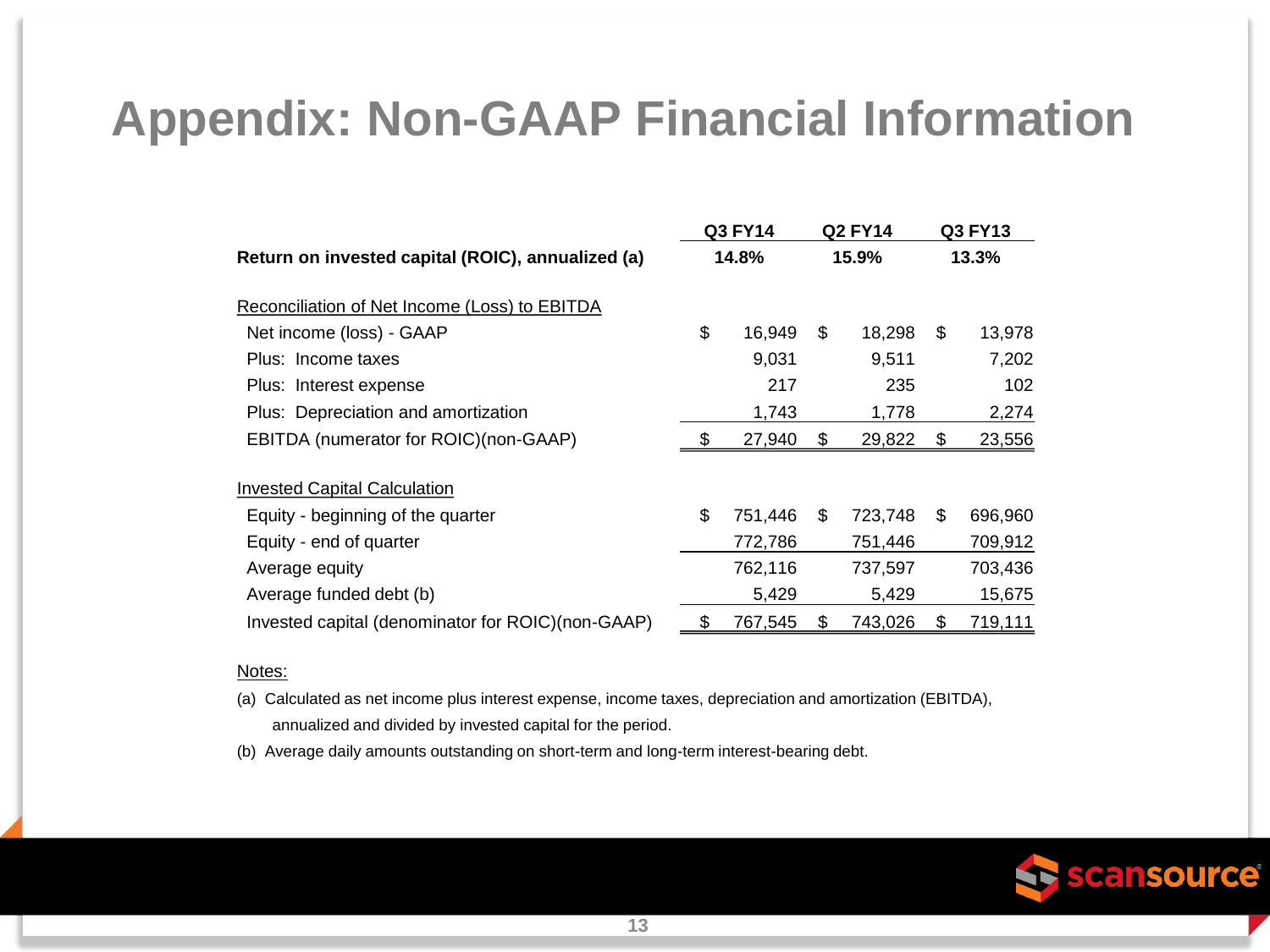# Appendix: Non-GAAP Financial Information

| | Q3 FY14 | Q2 FY14 | Q3 FY13 |
|---|---|---|---|
| **Return on invested capital (ROIC), annualized (a)** | **14.8%** | **15.9%** | **13.3%** |
| Reconciliation of Net Income (Loss) to EBITDA | | | |
| Net income (loss) - GAAP | $ 16,949 | $ 18,298 | $ 13,978 |
| Plus: Income taxes | 9,031 | 9,511 | 7,202 |
| Plus: Interest expense | 217 | 235 | 102 |
| Plus: Depreciation and amortization | 1,743 | 1,778 | 2,274 |
| EBITDA (numerator for ROIC)(non-GAAP) | $ 27,940 | $ 29,822 | $ 23,556 |
| Invested Capital Calculation | | | |
| Equity - beginning of the quarter | $ 751,446 | $ 723,748 | $ 696,960 |
| Equity - end of quarter | 772,786 | 751,446 | 709,912 |
| Average equity | 762,116 | 737,597 | 703,436 |
| Average funded debt (b) | 5,429 | 5,429 | 15,675 |
| Invested capital (denominator for ROIC)(non-GAAP) | $ 767,545 | $ 743,026 | $ 719,111 |

Notes:

(a) Calculated as net income plus interest expense, income taxes, depreciation and amortization (EBITDA), annualized and divided by invested capital for the period.

(b) Average daily amounts outstanding on short-term and long-term interest-bearing debt.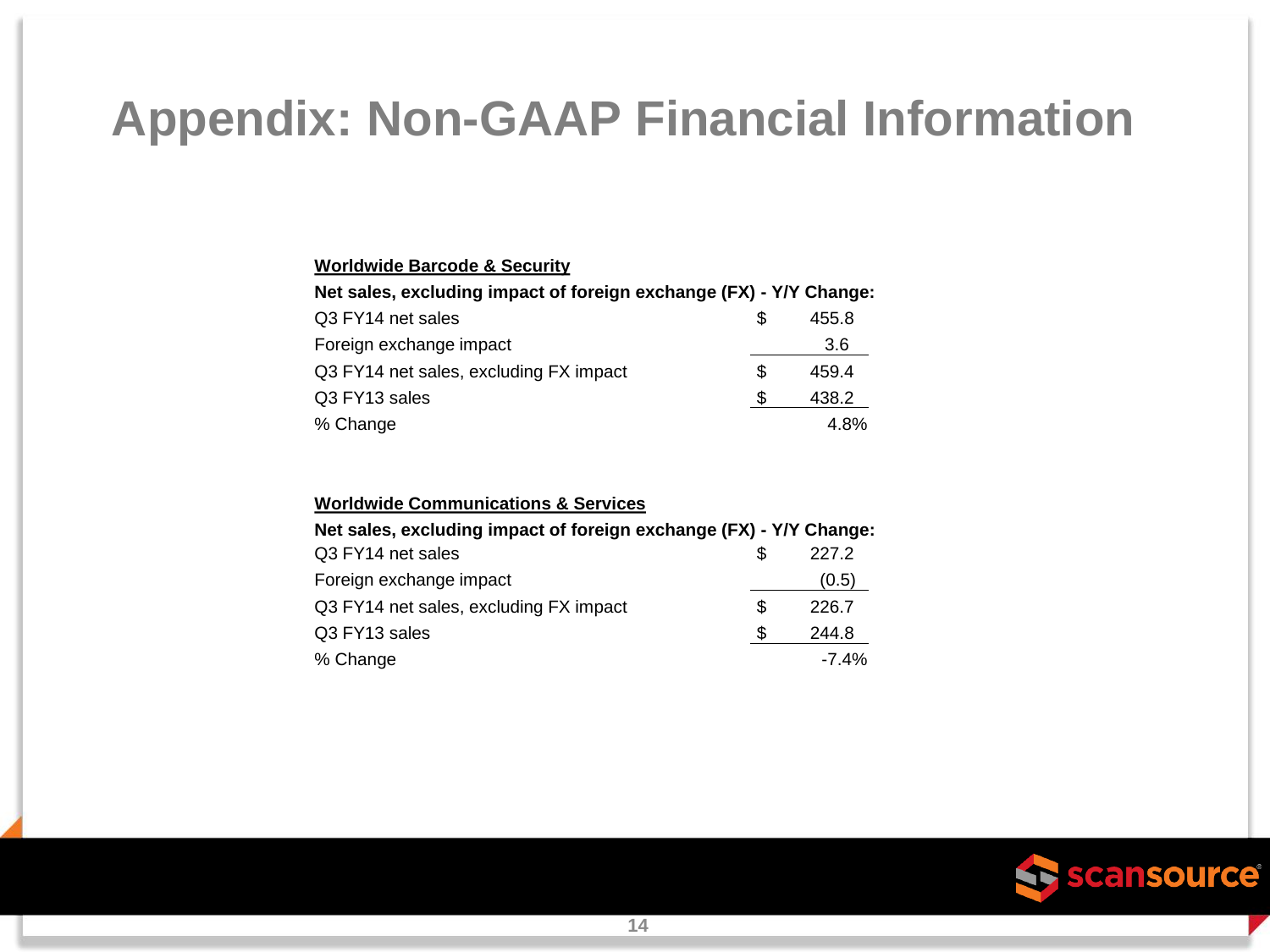# Appendix: Non-GAAP Financial Information

**Worldwide Barcode & Security**

**Net sales, excluding impact of foreign exchange (FX) - Y/Y Change:**

| | | |
|---|---|---|
| Q3 FY14 net sales | $ | 455.8 |
| Foreign exchange impact | | 3.6 |
| Q3 FY14 net sales, excluding FX impact | $ | 459.4 |
| Q3 FY13 sales | $ | 438.2 |
| % Change | | 4.8% |

**Worldwide Communications & Services**

**Net sales, excluding impact of foreign exchange (FX) - Y/Y Change:**

| | | |
|---|---|---|
| Q3 FY14 net sales | $ | 227.2 |
| Foreign exchange impact | | (0.5) |
| Q3 FY14 net sales, excluding FX impact | $ | 226.7 |
| Q3 FY13 sales | $ | 244.8 |
| % Change | | -7.4% |